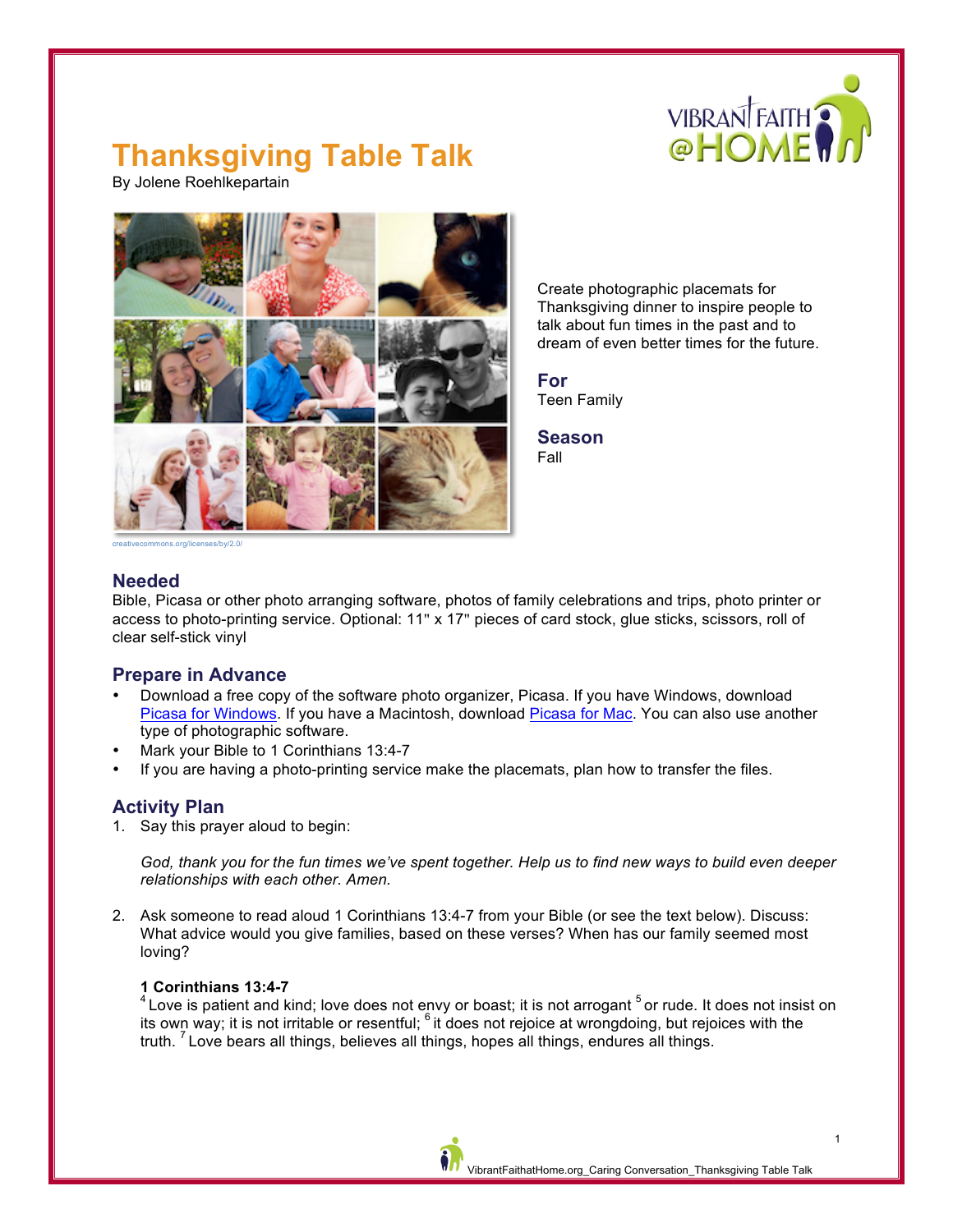# Thanksgiving Table Talk

By Jolene Roehlkepartain

creativecommons.org/licenses/by/2.0/

Create photographic placemats for Thanksgiving dinner to inspire people to talk about fun times in the past and to dream of even better times for the future.

## For
Teen Family

## Season
Fall

## Needed
Bible, Picasa or other photo arranging software, photos of family celebrations and trips, photo printer or access to photo-printing service. Optional: 11" x 17" pieces of card stock, glue sticks, scissors, roll of clear self-stick vinyl

## Prepare in Advance
- Download a free copy of the software photo organizer, Picasa. If you have Windows, download Picasa for Windows. If you have a Macintosh, download Picasa for Mac. You can also use another type of photographic software.
- Mark your Bible to 1 Corinthians 13:4-7
- If you are having a photo-printing service make the placemats, plan how to transfer the files.

## Activity Plan
1. Say this prayer aloud to begin:

   *God, thank you for the fun times we've spent together. Help us to find new ways to build even deeper relationships with each other. Amen.*

2. Ask someone to read aloud 1 Corinthians 13:4-7 from your Bible (or see the text below). Discuss: What advice would you give families, based on these verses? When has our family seemed most loving?

   **1 Corinthians 13:4-7**
   [4] Love is patient and kind; love does not envy or boast; it is not arrogant [5] or rude. It does not insist on its own way; it is not irritable or resentful; [6] it does not rejoice at wrongdoing, but rejoices with the truth. [7] Love bears all things, believes all things, hopes all things, endures all things.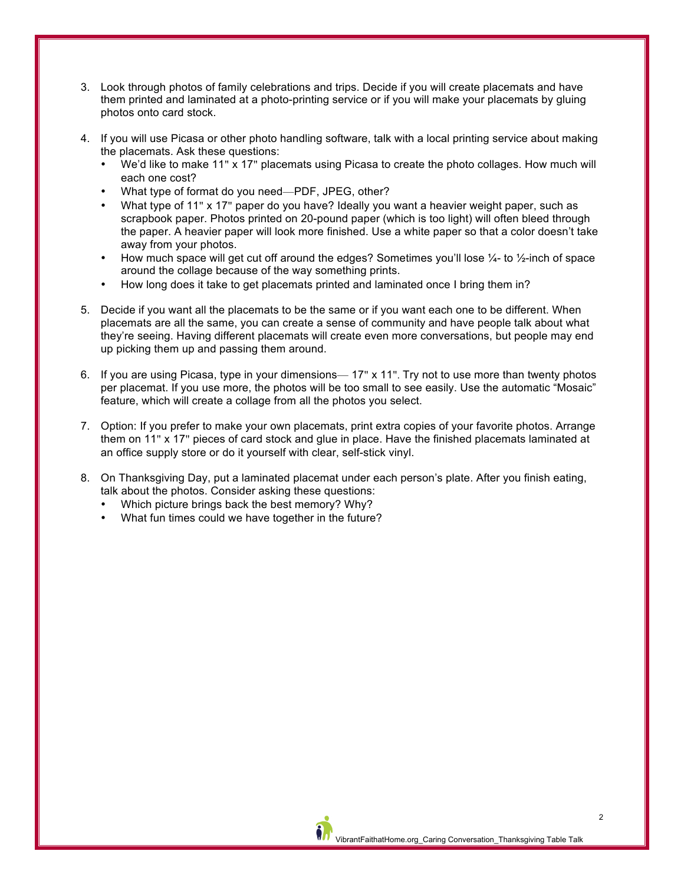3. Look through photos of family celebrations and trips. Decide if you will create placemats and have them printed and laminated at a photo-printing service or if you will make your placemats by gluing photos onto card stock.

4. If you will use Picasa or other photo handling software, talk with a local printing service about making the placemats. Ask these questions:
   - We'd like to make 11" x 17" placemats using Picasa to create the photo collages. How much will each one cost?
   - What type of format do you need—PDF, JPEG, other?
   - What type of 11" x 17" paper do you have? Ideally you want a heavier weight paper, such as scrapbook paper. Photos printed on 20-pound paper (which is too light) will often bleed through the paper. A heavier paper will look more finished. Use a white paper so that a color doesn't take away from your photos.
   - How much space will get cut off around the edges? Sometimes you'll lose ¼- to ½-inch of space around the collage because of the way something prints.
   - How long does it take to get placemats printed and laminated once I bring them in?

5. Decide if you want all the placemats to be the same or if you want each one to be different. When placemats are all the same, you can create a sense of community and have people talk about what they're seeing. Having different placemats will create even more conversations, but people may end up picking them up and passing them around.

6. If you are using Picasa, type in your dimensions— 17" x 11". Try not to use more than twenty photos per placemat. If you use more, the photos will be too small to see easily. Use the automatic "Mosaic" feature, which will create a collage from all the photos you select.

7. Option: If you prefer to make your own placemats, print extra copies of your favorite photos. Arrange them on 11" x 17" pieces of card stock and glue in place. Have the finished placemats laminated at an office supply store or do it yourself with clear, self-stick vinyl.

8. On Thanksgiving Day, put a laminated placemat under each person's plate. After you finish eating, talk about the photos. Consider asking these questions:
   - Which picture brings back the best memory? Why?
   - What fun times could we have together in the future?